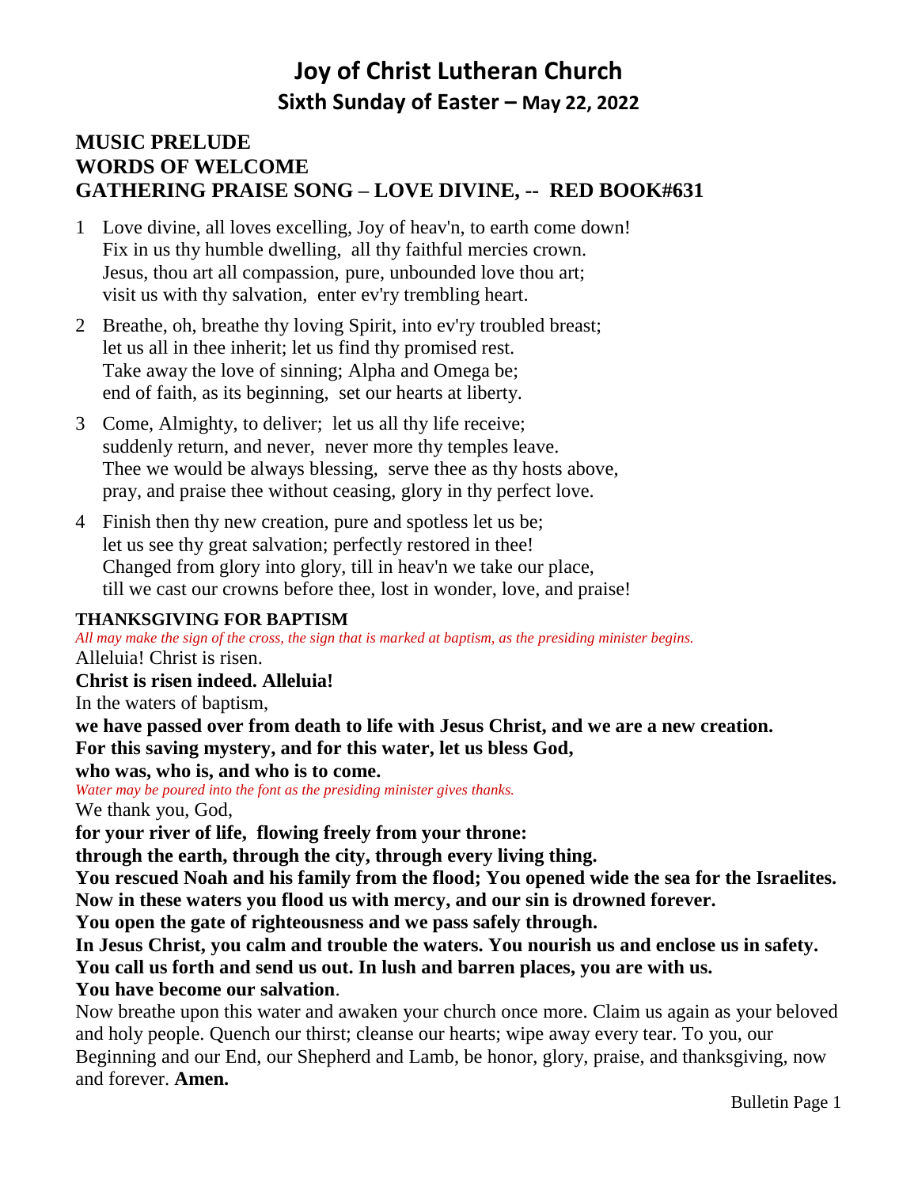# Joy of Christ Lutheran Church

## Sixth Sunday of Easter – May 22, 2022

### MUSIC PRELUDE
### WORDS OF WELCOME
### GATHERING PRAISE SONG – LOVE DIVINE, -- RED BOOK#631

1 Love divine, all loves excelling, Joy of heav'n, to earth come down!
Fix in us thy humble dwelling, all thy faithful mercies crown.
Jesus, thou art all compassion, pure, unbounded love thou art;
visit us with thy salvation, enter ev'ry trembling heart.

2 Breathe, oh, breathe thy loving Spirit, into ev'ry troubled breast;
let us all in thee inherit; let us find thy promised rest.
Take away the love of sinning; Alpha and Omega be;
end of faith, as its beginning, set our hearts at liberty.

3 Come, Almighty, to deliver; let us all thy life receive;
suddenly return, and never, never more thy temples leave.
Thee we would be always blessing, serve thee as thy hosts above,
pray, and praise thee without ceasing, glory in thy perfect love.

4 Finish then thy new creation, pure and spotless let us be;
let us see thy great salvation; perfectly restored in thee!
Changed from glory into glory, till in heav'n we take our place,
till we cast our crowns before thee, lost in wonder, love, and praise!

**THANKSGIVING FOR BAPTISM**

*All may make the sign of the cross, the sign that is marked at baptism, as the presiding minister begins.*

Alleluia! Christ is risen.

**Christ is risen indeed. Alleluia!**

In the waters of baptism,

**we have passed over from death to life with Jesus Christ, and we are a new creation.**

**For this saving mystery, and for this water, let us bless God,**

**who was, who is, and who is to come.**

*Water may be poured into the font as the presiding minister gives thanks.*

We thank you, God,

**for your river of life, flowing freely from your throne:**

**through the earth, through the city, through every living thing.**

**You rescued Noah and his family from the flood; You opened wide the sea for the Israelites.**

**Now in these waters you flood us with mercy, and our sin is drowned forever.**

**You open the gate of righteousness and we pass safely through.**

**In Jesus Christ, you calm and trouble the waters. You nourish us and enclose us in safety.**

**You call us forth and send us out. In lush and barren places, you are with us.**

**You have become our salvation**.

Now breathe upon this water and awaken your church once more. Claim us again as your beloved and holy people. Quench our thirst; cleanse our hearts; wipe away every tear. To you, our Beginning and our End, our Shepherd and Lamb, be honor, glory, praise, and thanksgiving, now and forever. **Amen.**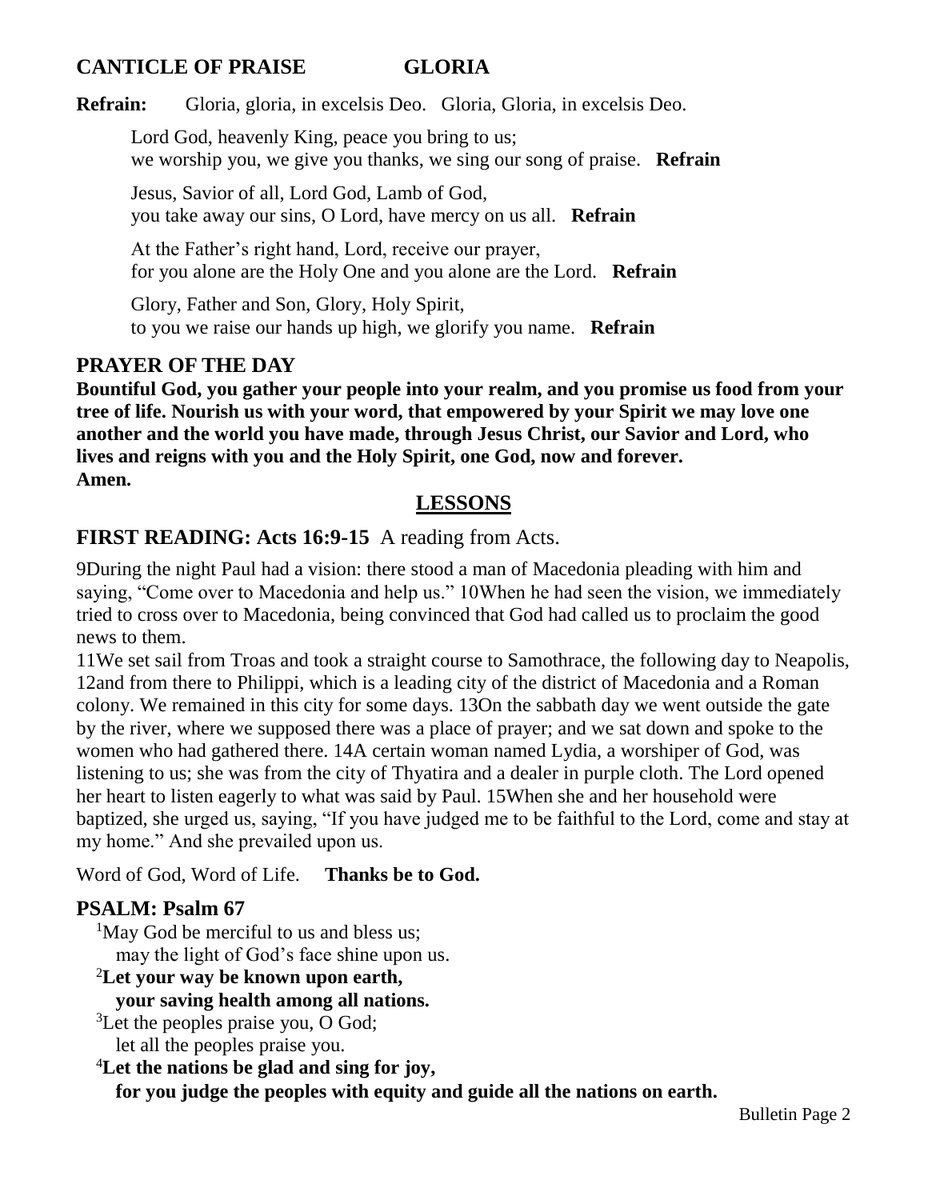## CANTICLE OF PRAISE GLORIA

**Refrain:** Gloria, gloria, in excelsis Deo. Gloria, Gloria, in excelsis Deo.

Lord God, heavenly King, peace you bring to us;
we worship you, we give you thanks, we sing our song of praise. **Refrain**

Jesus, Savior of all, Lord God, Lamb of God,
you take away our sins, O Lord, have mercy on us all. **Refrain**

At the Father's right hand, Lord, receive our prayer,
for you alone are the Holy One and you alone are the Lord. **Refrain**

Glory, Father and Son, Glory, Holy Spirit,
to you we raise our hands up high, we glorify you name. **Refrain**

## PRAYER OF THE DAY

**Bountiful God, you gather your people into your realm, and you promise us food from your tree of life. Nourish us with your word, that empowered by your Spirit we may love one another and the world you have made, through Jesus Christ, our Savior and Lord, who lives and reigns with you and the Holy Spirit, one God, now and forever.**
**Amen.**

## LESSONS

## FIRST READING: Acts 16:9-15 A reading from Acts.

9During the night Paul had a vision: there stood a man of Macedonia pleading with him and saying, "Come over to Macedonia and help us." 10When he had seen the vision, we immediately tried to cross over to Macedonia, being convinced that God had called us to proclaim the good news to them.

11We set sail from Troas and took a straight course to Samothrace, the following day to Neapolis, 12and from there to Philippi, which is a leading city of the district of Macedonia and a Roman colony. We remained in this city for some days. 13On the sabbath day we went outside the gate by the river, where we supposed there was a place of prayer; and we sat down and spoke to the women who had gathered there. 14A certain woman named Lydia, a worshiper of God, was listening to us; she was from the city of Thyatira and a dealer in purple cloth. The Lord opened her heart to listen eagerly to what was said by Paul. 15When she and her household were baptized, she urged us, saying, "If you have judged me to be faithful to the Lord, come and stay at my home." And she prevailed upon us.

Word of God, Word of Life. **Thanks be to God.**

## PSALM: Psalm 67

1May God be merciful to us and bless us;
may the light of God's face shine upon us.

**2Let your way be known upon earth,**
**your saving health among all nations.**

3Let the peoples praise you, O God;
let all the peoples praise you.

**4Let the nations be glad and sing for joy,**
**for you judge the peoples with equity and guide all the nations on earth.**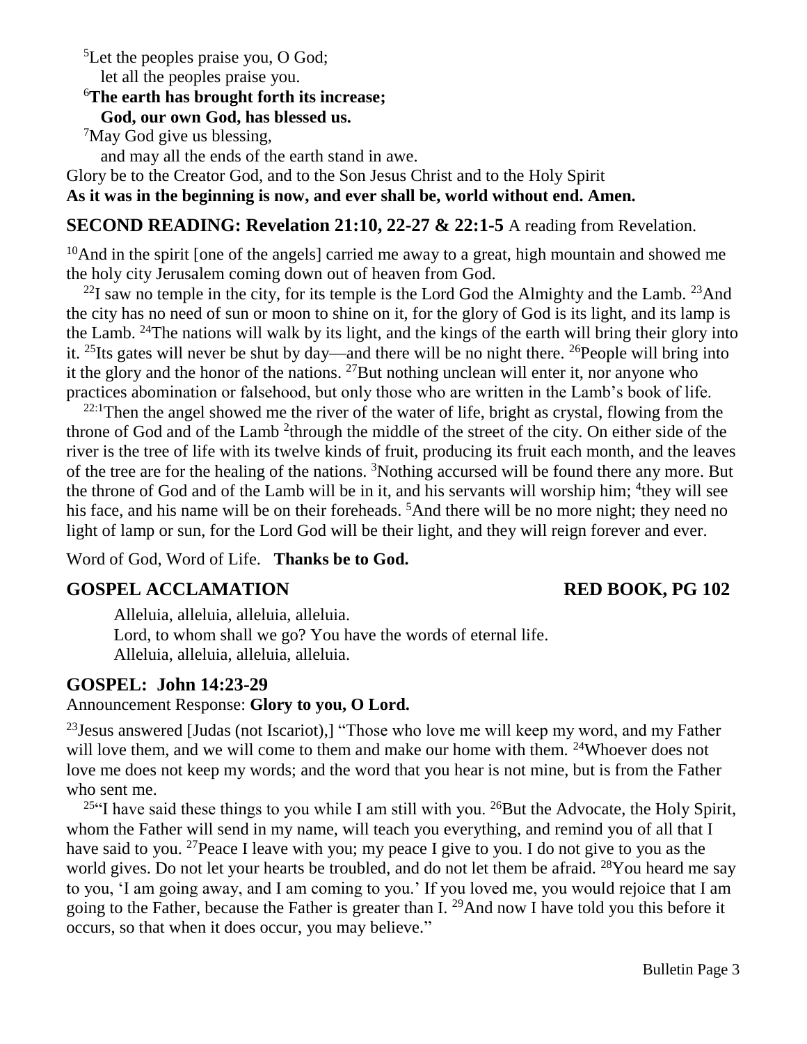[5]Let the peoples praise you, O God;
 let all the peoples praise you.

**[6]The earth has brought forth its increase;**
 **God, our own God, has blessed us.**

[7]May God give us blessing,
 and may all the ends of the earth stand in awe.

Glory be to the Creator God, and to the Son Jesus Christ and to the Holy Spirit
**As it was in the beginning is now, and ever shall be, world without end. Amen.**

## SECOND READING: Revelation 21:10, 22-27 & 22:1-5

A reading from Revelation.

[10]And in the spirit [one of the angels] carried me away to a great, high mountain and showed me the holy city Jerusalem coming down out of heaven from God.

[22]I saw no temple in the city, for its temple is the Lord God the Almighty and the Lamb. [23]And the city has no need of sun or moon to shine on it, for the glory of God is its light, and its lamp is the Lamb. [24]The nations will walk by its light, and the kings of the earth will bring their glory into it. [25]Its gates will never be shut by day—and there will be no night there. [26]People will bring into it the glory and the honor of the nations. [27]But nothing unclean will enter it, nor anyone who practices abomination or falsehood, but only those who are written in the Lamb's book of life.

[22:1]Then the angel showed me the river of the water of life, bright as crystal, flowing from the throne of God and of the Lamb [2]through the middle of the street of the city. On either side of the river is the tree of life with its twelve kinds of fruit, producing its fruit each month, and the leaves of the tree are for the healing of the nations. [3]Nothing accursed will be found there any more. But the throne of God and of the Lamb will be in it, and his servants will worship him; [4]they will see his face, and his name will be on their foreheads. [5]And there will be no more night; they need no light of lamp or sun, for the Lord God will be their light, and they will reign forever and ever.

Word of God, Word of Life. **Thanks be to God.**

## GOSPEL ACCLAMATION — RED BOOK, PG 102

Alleluia, alleluia, alleluia, alleluia.
Lord, to whom shall we go? You have the words of eternal life.
Alleluia, alleluia, alleluia, alleluia.

## GOSPEL: John 14:23-29

Announcement Response: **Glory to you, O Lord.**

[23]Jesus answered [Judas (not Iscariot),] "Those who love me will keep my word, and my Father will love them, and we will come to them and make our home with them. [24]Whoever does not love me does not keep my words; and the word that you hear is not mine, but is from the Father who sent me.

[25]"I have said these things to you while I am still with you. [26]But the Advocate, the Holy Spirit, whom the Father will send in my name, will teach you everything, and remind you of all that I have said to you. [27]Peace I leave with you; my peace I give to you. I do not give to you as the world gives. Do not let your hearts be troubled, and do not let them be afraid. [28]You heard me say to you, 'I am going away, and I am coming to you.' If you loved me, you would rejoice that I am going to the Father, because the Father is greater than I. [29]And now I have told you this before it occurs, so that when it does occur, you may believe."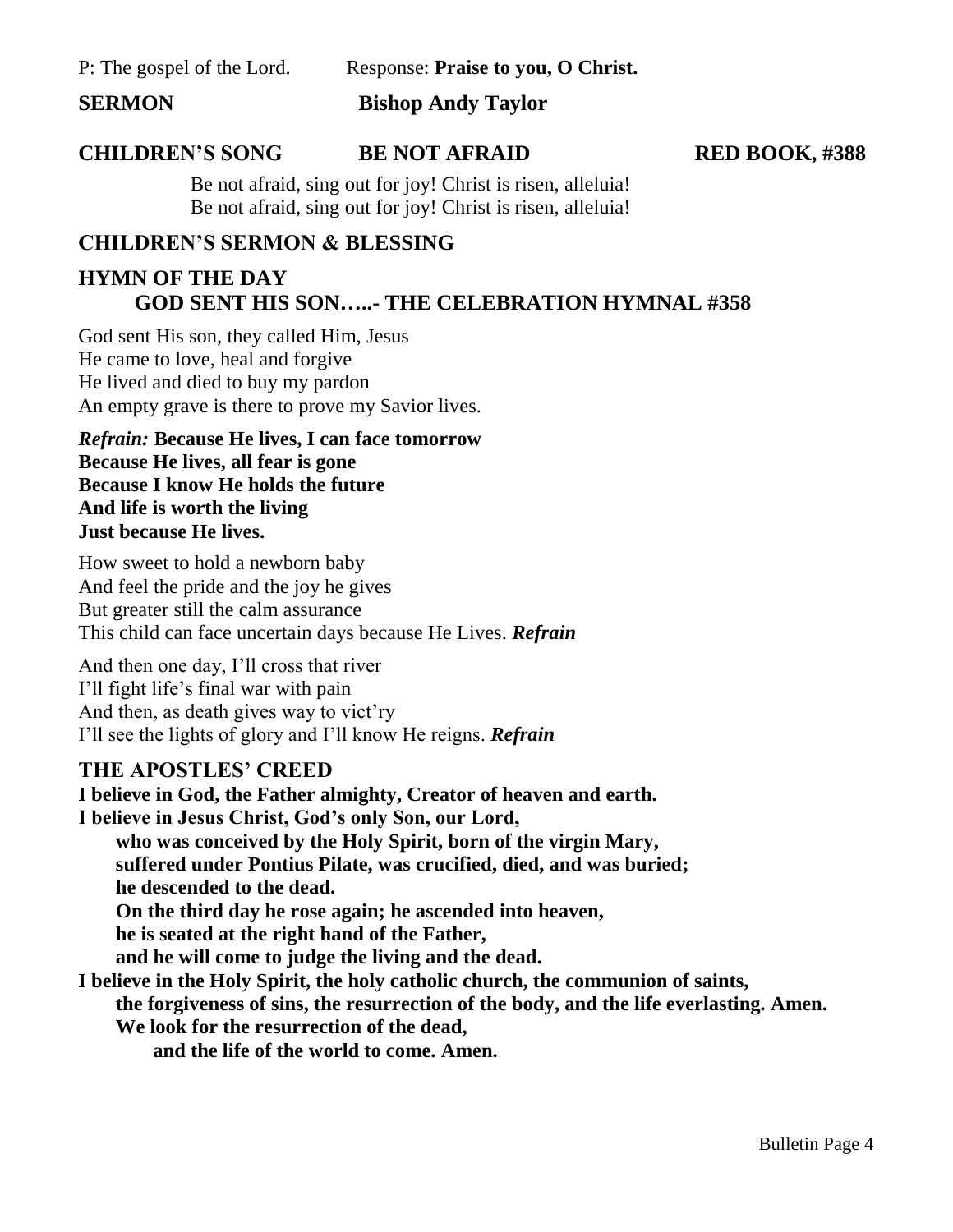P: The gospel of the Lord. Response: **Praise to you, O Christ.**

## SERMON Bishop Andy Taylor

## CHILDREN'S SONG BE NOT AFRAID RED BOOK, #388

Be not afraid, sing out for joy! Christ is risen, alleluia!
Be not afraid, sing out for joy! Christ is risen, alleluia!

## CHILDREN'S SERMON & BLESSING

## HYMN OF THE DAY
### GOD SENT HIS SON…..- THE CELEBRATION HYMNAL #358

God sent His son, they called Him, Jesus
He came to love, heal and forgive
He lived and died to buy my pardon
An empty grave is there to prove my Savior lives.

***Refrain:*** **Because He lives, I can face tomorrow**
**Because He lives, all fear is gone**
**Because I know He holds the future**
**And life is worth the living**
**Just because He lives.**

How sweet to hold a newborn baby
And feel the pride and the joy he gives
But greater still the calm assurance
This child can face uncertain days because He Lives. ***Refrain***

And then one day, I'll cross that river
I'll fight life's final war with pain
And then, as death gives way to vict'ry
I'll see the lights of glory and I'll know He reigns. ***Refrain***

## THE APOSTLES' CREED

**I believe in God, the Father almighty, Creator of heaven and earth.**
**I believe in Jesus Christ, God's only Son, our Lord,**
**who was conceived by the Holy Spirit, born of the virgin Mary,**
**suffered under Pontius Pilate, was crucified, died, and was buried;**
**he descended to the dead.**
**On the third day he rose again; he ascended into heaven,**
**he is seated at the right hand of the Father,**
**and he will come to judge the living and the dead.**
**I believe in the Holy Spirit, the holy catholic church, the communion of saints,**
**the forgiveness of sins, the resurrection of the body, and the life everlasting. Amen.**
**We look for the resurrection of the dead,**
**and the life of the world to come. Amen.**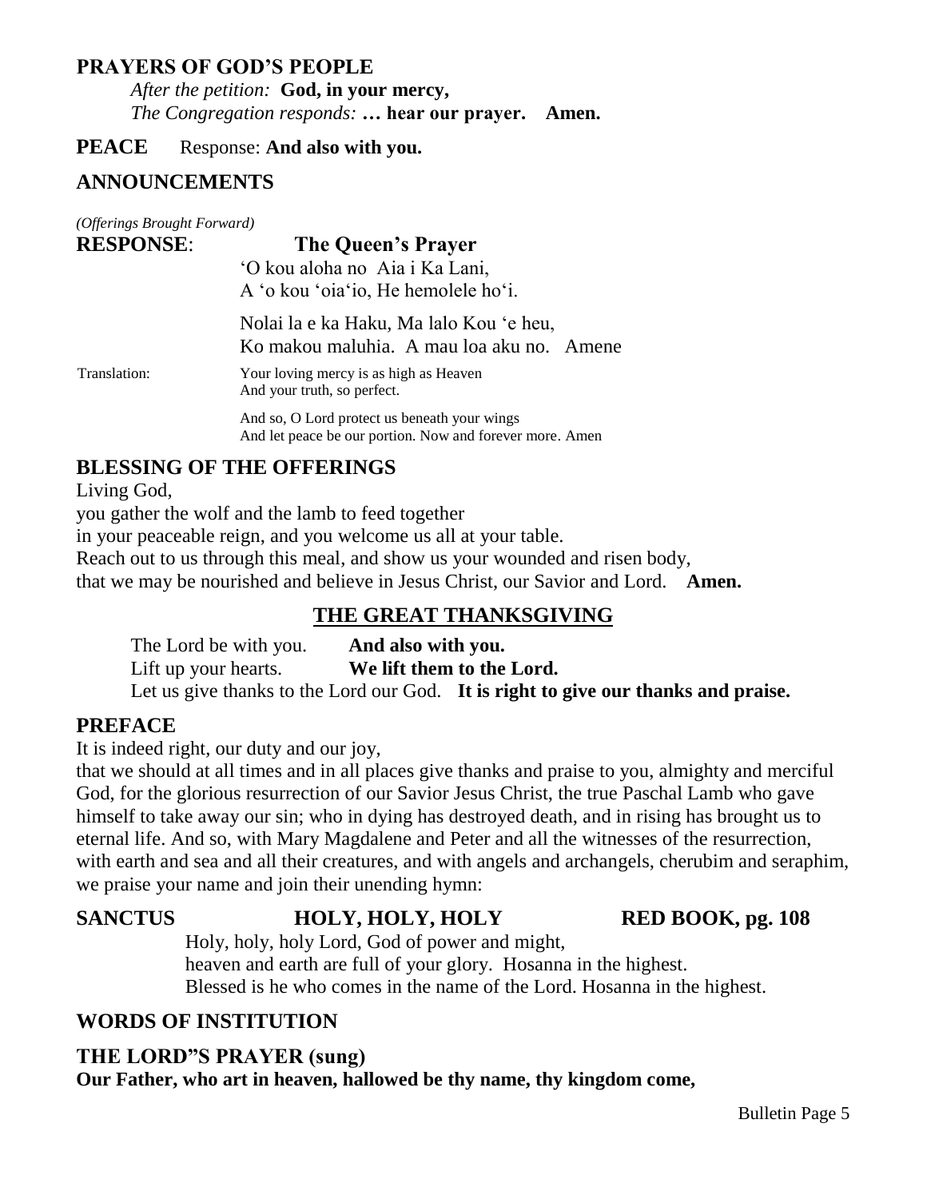## PRAYERS OF GOD'S PEOPLE

*After the petition:* **God, in your mercy,**
*The Congregation responds:* **… hear our prayer. Amen.**

## PEACE

Response: **And also with you.**

## ANNOUNCEMENTS

*(Offerings Brought Forward)*

## RESPONSE: The Queen's Prayer

'O kou aloha no Aia i Ka Lani,
A 'o kou 'oia'io, He hemolele ho'i.

Nolai la e ka Haku, Ma lalo Kou 'e heu,
Ko makou maluhia. A mau loa aku no. Amene

Translation:

Your loving mercy is as high as Heaven
And your truth, so perfect.

And so, O Lord protect us beneath your wings
And let peace be our portion. Now and forever more. Amen

## BLESSING OF THE OFFERINGS

Living God,
you gather the wolf and the lamb to feed together
in your peaceable reign, and you welcome us all at your table.
Reach out to us through this meal, and show us your wounded and risen body,
that we may be nourished and believe in Jesus Christ, our Savior and Lord. **Amen.**

## THE GREAT THANKSGIVING

The Lord be with you. **And also with you.**
Lift up your hearts. **We lift them to the Lord.**
Let us give thanks to the Lord our God. **It is right to give our thanks and praise.**

## PREFACE

It is indeed right, our duty and our joy,
that we should at all times and in all places give thanks and praise to you, almighty and merciful God, for the glorious resurrection of our Savior Jesus Christ, the true Paschal Lamb who gave himself to take away our sin; who in dying has destroyed death, and in rising has brought us to eternal life. And so, with Mary Magdalene and Peter and all the witnesses of the resurrection, with earth and sea and all their creatures, and with angels and archangels, cherubim and seraphim, we praise your name and join their unending hymn:

## SANCTUS HOLY, HOLY, HOLY RED BOOK, pg. 108

Holy, holy, holy Lord, God of power and might,
heaven and earth are full of your glory. Hosanna in the highest.
Blessed is he who comes in the name of the Lord. Hosanna in the highest.

## WORDS OF INSTITUTION

## THE LORD"S PRAYER (sung)

**Our Father, who art in heaven, hallowed be thy name, thy kingdom come,**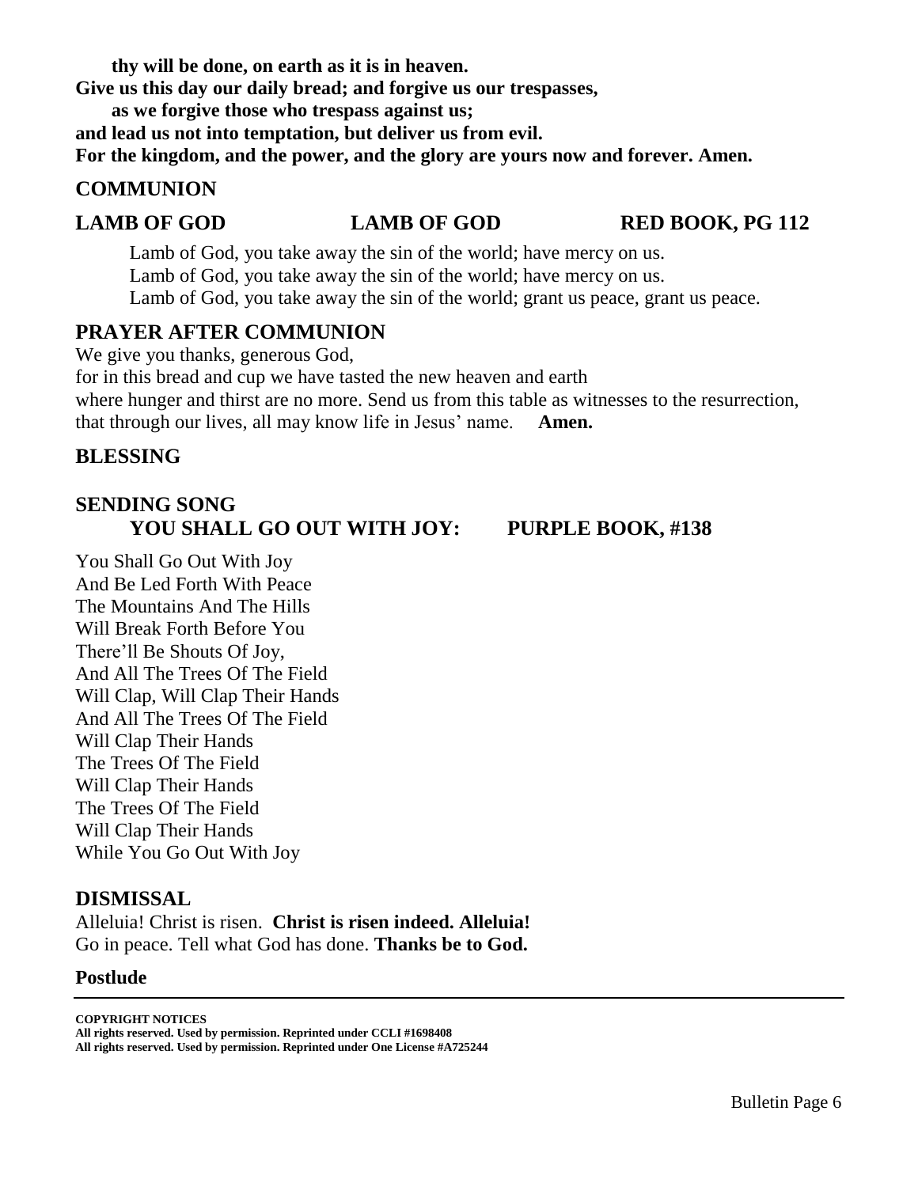**thy will be done, on earth as it is in heaven.**
**Give us this day our daily bread; and forgive us our trespasses,**
**as we forgive those who trespass against us;**
**and lead us not into temptation, but deliver us from evil.**
**For the kingdom, and the power, and the glory are yours now and forever. Amen.**

## COMMUNION

## LAMB OF GOD LAMB OF GOD RED BOOK, PG 112

Lamb of God, you take away the sin of the world; have mercy on us.
Lamb of God, you take away the sin of the world; have mercy on us.
Lamb of God, you take away the sin of the world; grant us peace, grant us peace.

## PRAYER AFTER COMMUNION

We give you thanks, generous God,
for in this bread and cup we have tasted the new heaven and earth
where hunger and thirst are no more. Send us from this table as witnesses to the resurrection,
that through our lives, all may know life in Jesus' name. **Amen.**

## BLESSING

## SENDING SONG

### YOU SHALL GO OUT WITH JOY: PURPLE BOOK, #138

You Shall Go Out With Joy
And Be Led Forth With Peace
The Mountains And The Hills
Will Break Forth Before You
There'll Be Shouts Of Joy,
And All The Trees Of The Field
Will Clap, Will Clap Their Hands
And All The Trees Of The Field
Will Clap Their Hands
The Trees Of The Field
Will Clap Their Hands
The Trees Of The Field
Will Clap Their Hands
While You Go Out With Joy

## DISMISSAL

Alleluia! Christ is risen. **Christ is risen indeed. Alleluia!**
Go in peace. Tell what God has done. **Thanks be to God.**

**Postlude**

---

**COPYRIGHT NOTICES**
**All rights reserved. Used by permission. Reprinted under CCLI #1698408**
**All rights reserved. Used by permission. Reprinted under One License #A725244**